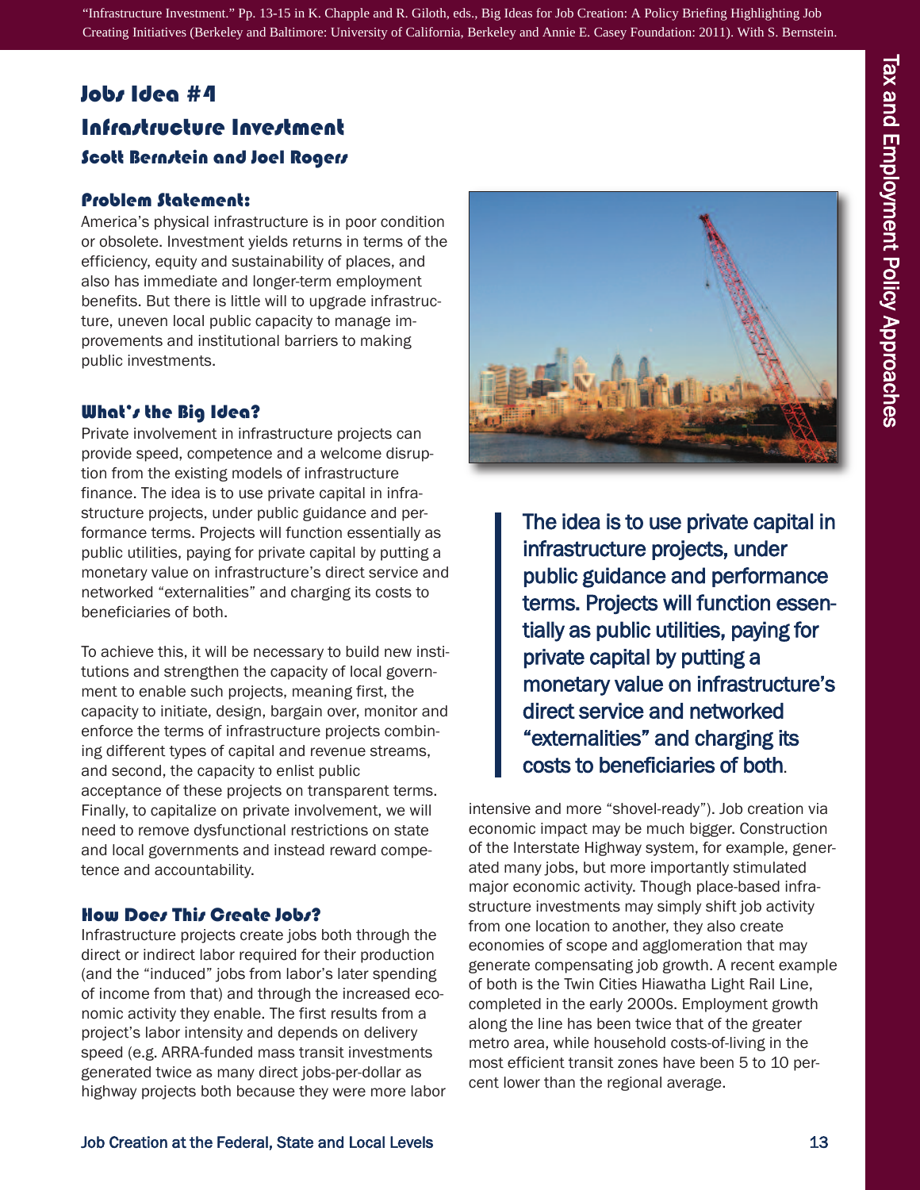"Infrastructure Investment." Pp. 13-15 in K. Chapple and R. Giloth, eds., Big Ideas for Job Creation: A Policy Briefing Highlighting Job Creating Initiatives (Berkeley and Baltimore: University of California, Berkeley and Annie E. Casey Foundation: 2011). With S. Bernstein.

# Jobs Idea #4
# Infrastructure Investment
### Scott Bernstein and Joel Rogers

### Problem Statement:

America's physical infrastructure is in poor condition or obsolete. Investment yields returns in terms of the efficiency, equity and sustainability of places, and also has immediate and longer-term employment benefits. But there is little will to upgrade infrastructure, uneven local public capacity to manage improvements and institutional barriers to making public investments.

### What's the Big Idea?

Private involvement in infrastructure projects can provide speed, competence and a welcome disruption from the existing models of infrastructure finance. The idea is to use private capital in infrastructure projects, under public guidance and performance terms. Projects will function essentially as public utilities, paying for private capital by putting a monetary value on infrastructure's direct service and networked "externalities" and charging its costs to beneficiaries of both.

To achieve this, it will be necessary to build new institutions and strengthen the capacity of local government to enable such projects, meaning first, the capacity to initiate, design, bargain over, monitor and enforce the terms of infrastructure projects combining different types of capital and revenue streams, and second, the capacity to enlist public acceptance of these projects on transparent terms. Finally, to capitalize on private involvement, we will need to remove dysfunctional restrictions on state and local governments and instead reward competence and accountability.

> The idea is to use private capital in infrastructure projects, under public guidance and performance terms. Projects will function essentially as public utilities, paying for private capital by putting a monetary value on infrastructure's direct service and networked "externalities" and charging its costs to beneficiaries of both.

### How Does This Create Jobs?

Infrastructure projects create jobs both through the direct or indirect labor required for their production (and the "induced" jobs from labor's later spending of income from that) and through the increased economic activity they enable. The first results from a project's labor intensity and depends on delivery speed (e.g. ARRA-funded mass transit investments generated twice as many direct jobs-per-dollar as highway projects both because they were more labor intensive and more "shovel-ready"). Job creation via economic impact may be much bigger. Construction of the Interstate Highway system, for example, generated many jobs, but more importantly stimulated major economic activity. Though place-based infrastructure investments may simply shift job activity from one location to another, they also create economies of scope and agglomeration that may generate compensating job growth. A recent example of both is the Twin Cities Hiawatha Light Rail Line, completed in the early 2000s. Employment growth along the line has been twice that of the greater metro area, while household costs-of-living in the most efficient transit zones have been 5 to 10 percent lower than the regional average.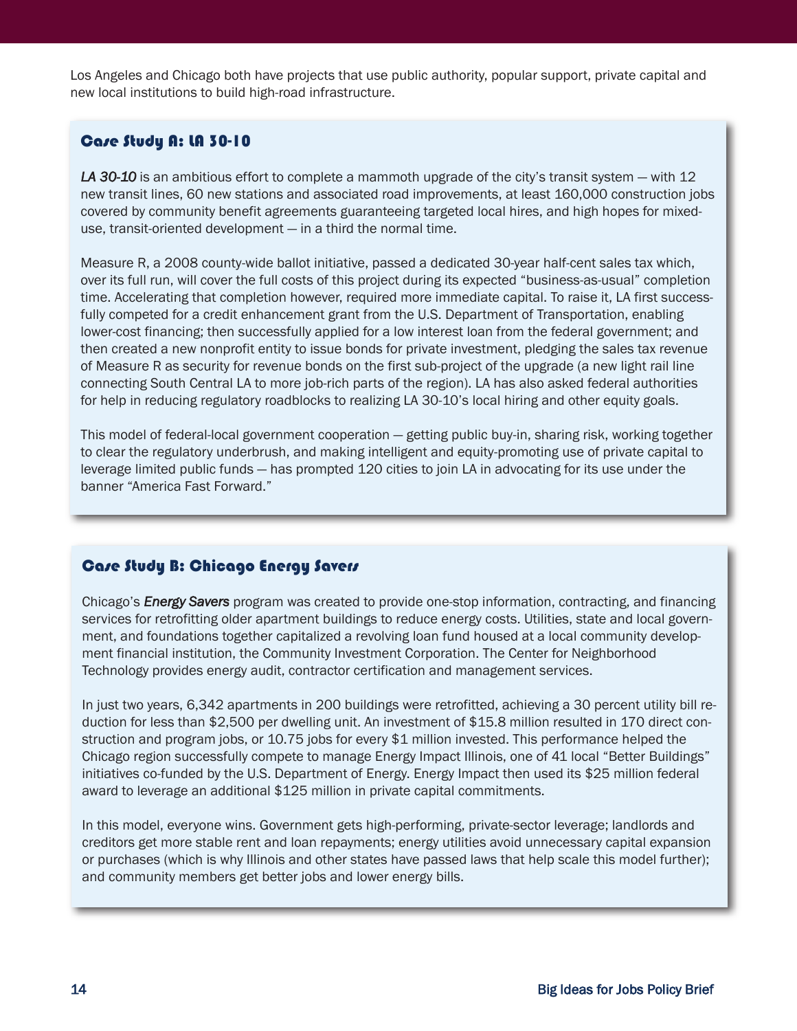Los Angeles and Chicago both have projects that use public authority, popular support, private capital and new local institutions to build high-road infrastructure.

### Case Study A: LA 30-10

*LA 30-10* is an ambitious effort to complete a mammoth upgrade of the city's transit system — with 12 new transit lines, 60 new stations and associated road improvements, at least 160,000 construction jobs covered by community benefit agreements guaranteeing targeted local hires, and high hopes for mixed-use, transit-oriented development — in a third the normal time.

Measure R, a 2008 county-wide ballot initiative, passed a dedicated 30-year half-cent sales tax which, over its full run, will cover the full costs of this project during its expected "business-as-usual" completion time. Accelerating that completion however, required more immediate capital. To raise it, LA first successfully competed for a credit enhancement grant from the U.S. Department of Transportation, enabling lower-cost financing; then successfully applied for a low interest loan from the federal government; and then created a new nonprofit entity to issue bonds for private investment, pledging the sales tax revenue of Measure R as security for revenue bonds on the first sub-project of the upgrade (a new light rail line connecting South Central LA to more job-rich parts of the region). LA has also asked federal authorities for help in reducing regulatory roadblocks to realizing LA 30-10's local hiring and other equity goals.

This model of federal-local government cooperation — getting public buy-in, sharing risk, working together to clear the regulatory underbrush, and making intelligent and equity-promoting use of private capital to leverage limited public funds — has prompted 120 cities to join LA in advocating for its use under the banner "America Fast Forward."

### Case Study B: Chicago Energy Savers

Chicago's ***Energy Savers*** program was created to provide one-stop information, contracting, and financing services for retrofitting older apartment buildings to reduce energy costs. Utilities, state and local government, and foundations together capitalized a revolving loan fund housed at a local community development financial institution, the Community Investment Corporation. The Center for Neighborhood Technology provides energy audit, contractor certification and management services.

In just two years, 6,342 apartments in 200 buildings were retrofitted, achieving a 30 percent utility bill reduction for less than $2,500 per dwelling unit. An investment of $15.8 million resulted in 170 direct construction and program jobs, or 10.75 jobs for every $1 million invested. This performance helped the Chicago region successfully compete to manage Energy Impact Illinois, one of 41 local "Better Buildings" initiatives co-funded by the U.S. Department of Energy. Energy Impact then used its $25 million federal award to leverage an additional $125 million in private capital commitments.

In this model, everyone wins. Government gets high-performing, private-sector leverage; landlords and creditors get more stable rent and loan repayments; energy utilities avoid unnecessary capital expansion or purchases (which is why Illinois and other states have passed laws that help scale this model further); and community members get better jobs and lower energy bills.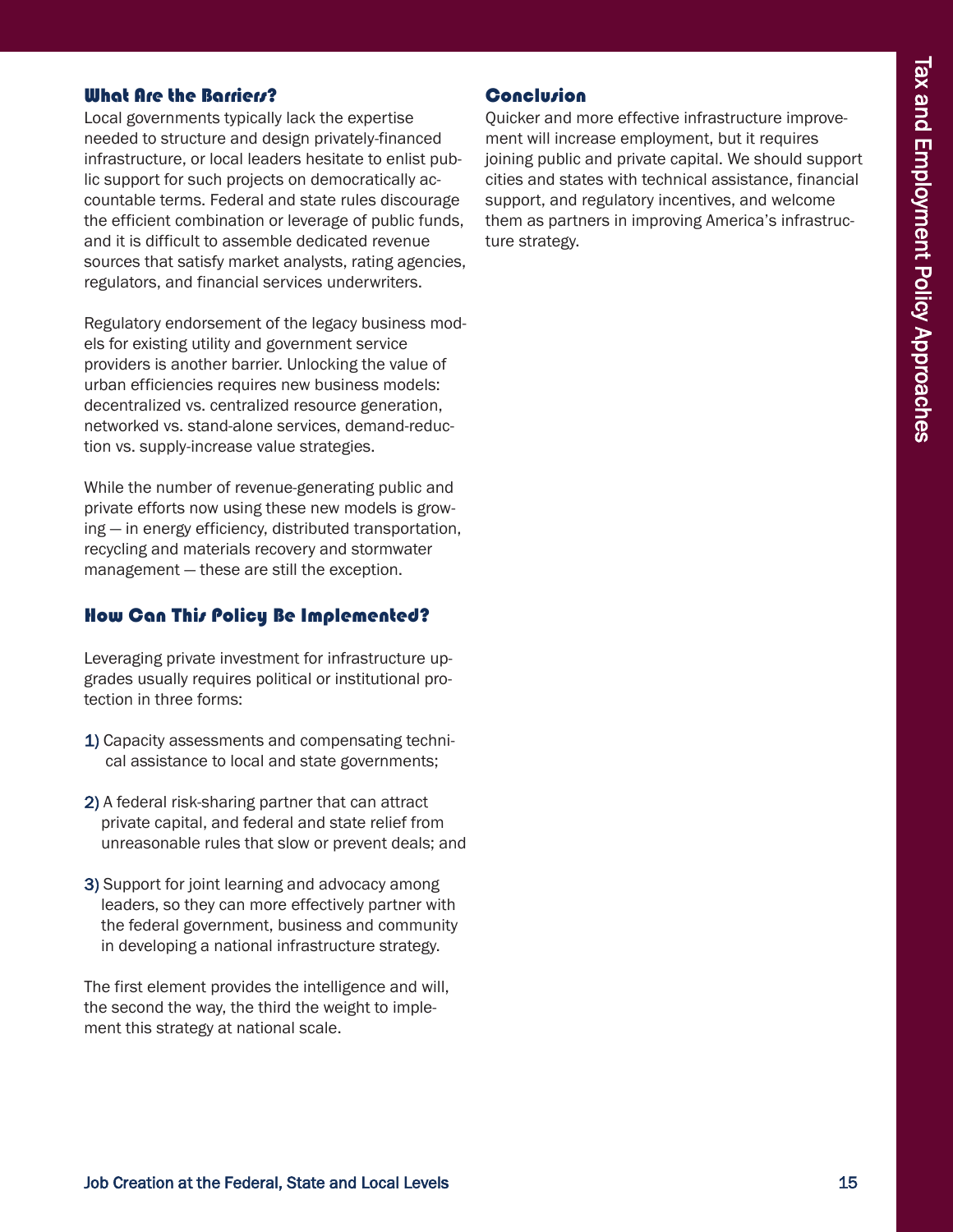### What Are the Barriers?

Local governments typically lack the expertise needed to structure and design privately-financed infrastructure, or local leaders hesitate to enlist public support for such projects on democratically accountable terms. Federal and state rules discourage the efficient combination or leverage of public funds, and it is difficult to assemble dedicated revenue sources that satisfy market analysts, rating agencies, regulators, and financial services underwriters.

Regulatory endorsement of the legacy business models for existing utility and government service providers is another barrier. Unlocking the value of urban efficiencies requires new business models: decentralized vs. centralized resource generation, networked vs. stand-alone services, demand-reduction vs. supply-increase value strategies.

While the number of revenue-generating public and private efforts now using these new models is growing — in energy efficiency, distributed transportation, recycling and materials recovery and stormwater management — these are still the exception.

### How Can This Policy Be Implemented?

Leveraging private investment for infrastructure upgrades usually requires political or institutional protection in three forms:

1) Capacity assessments and compensating technical assistance to local and state governments;

2) A federal risk-sharing partner that can attract private capital, and federal and state relief from unreasonable rules that slow or prevent deals; and

3) Support for joint learning and advocacy among leaders, so they can more effectively partner with the federal government, business and community in developing a national infrastructure strategy.

The first element provides the intelligence and will, the second the way, the third the weight to implement this strategy at national scale.

### Conclusion

Quicker and more effective infrastructure improvement will increase employment, but it requires joining public and private capital. We should support cities and states with technical assistance, financial support, and regulatory incentives, and welcome them as partners in improving America's infrastructure strategy.